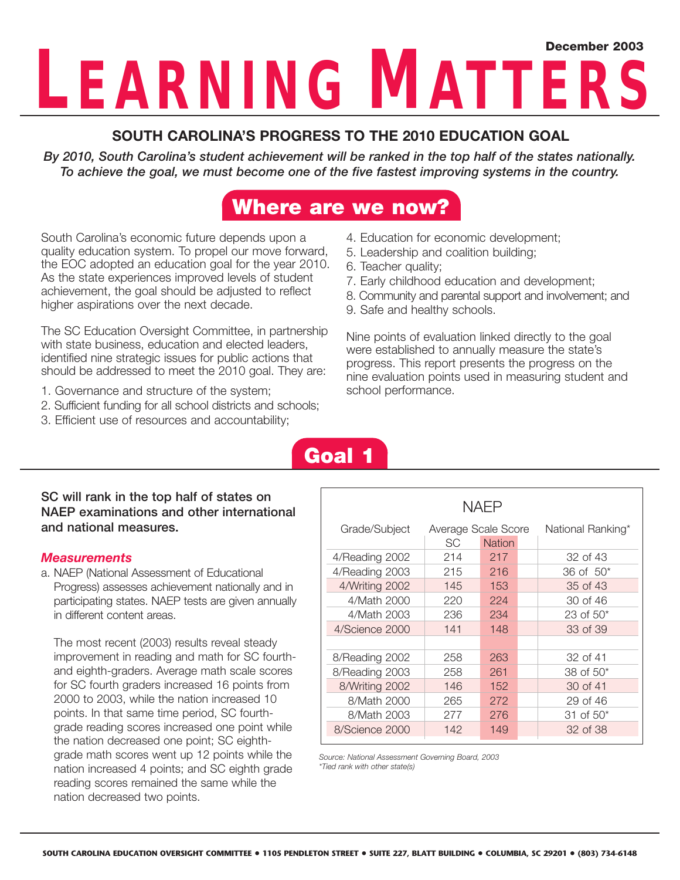December 2003

# LEARNING MATTERS

## SOUTH CAROLINA'S PROGRESS TO THE 2010 EDUCATION GOAL

***By 2010, South Carolina's student achievement will be ranked in the top half of the states nationally. To achieve the goal, we must become one of the five fastest improving systems in the country.***

## Where are we now?

South Carolina's economic future depends upon a quality education system. To propel our move forward, the EOC adopted an education goal for the year 2010. As the state experiences improved levels of student achievement, the goal should be adjusted to reflect higher aspirations over the next decade.

The SC Education Oversight Committee, in partnership with state business, education and elected leaders, identified nine strategic issues for public actions that should be addressed to meet the 2010 goal. They are:

1. Governance and structure of the system;
2. Sufficient funding for all school districts and schools;
3. Efficient use of resources and accountability;
4. Education for economic development;
5. Leadership and coalition building;
6. Teacher quality;
7. Early childhood education and development;
8. Community and parental support and involvement; and
9. Safe and healthy schools.

Nine points of evaluation linked directly to the goal were established to annually measure the state's progress. This report presents the progress on the nine evaluation points used in measuring student and school performance.

## Goal 1

**SC will rank in the top half of states on NAEP examinations and other international and national measures.**

### *Measurements*

a. NAEP (National Assessment of Educational Progress) assesses achievement nationally and in participating states. NAEP tests are given annually in different content areas.

   The most recent (2003) results reveal steady improvement in reading and math for SC fourth- and eighth-graders. Average math scale scores for SC fourth graders increased 16 points from 2000 to 2003, while the nation increased 10 points. In that same time period, SC fourth-grade reading scores increased one point while the nation decreased one point; SC eighth-grade math scores went up 12 points while the nation increased 4 points; and SC eighth grade reading scores remained the same while the nation decreased two points.

**NAEP**

| Grade/Subject | Average Scale Score | | National Ranking* |
|---|---|---|---|
| | SC | Nation | |
| 4/Reading 2002 | 214 | 217 | 32 of 43 |
| 4/Reading 2003 | 215 | 216 | 36 of 50* |
| 4/Writing 2002 | 145 | 153 | 35 of 43 |
| 4/Math 2000 | 220 | 224 | 30 of 46 |
| 4/Math 2003 | 236 | 234 | 23 of 50* |
| 4/Science 2000 | 141 | 148 | 33 of 39 |
| | | | |
| 8/Reading 2002 | 258 | 263 | 32 of 41 |
| 8/Reading 2003 | 258 | 261 | 38 of 50* |
| 8/Writing 2002 | 146 | 152 | 30 of 41 |
| 8/Math 2000 | 265 | 272 | 29 of 46 |
| 8/Math 2003 | 277 | 276 | 31 of 50* |
| 8/Science 2000 | 142 | 149 | 32 of 38 |

*Source: National Assessment Governing Board, 2003*
*\*Tied rank with other state(s)*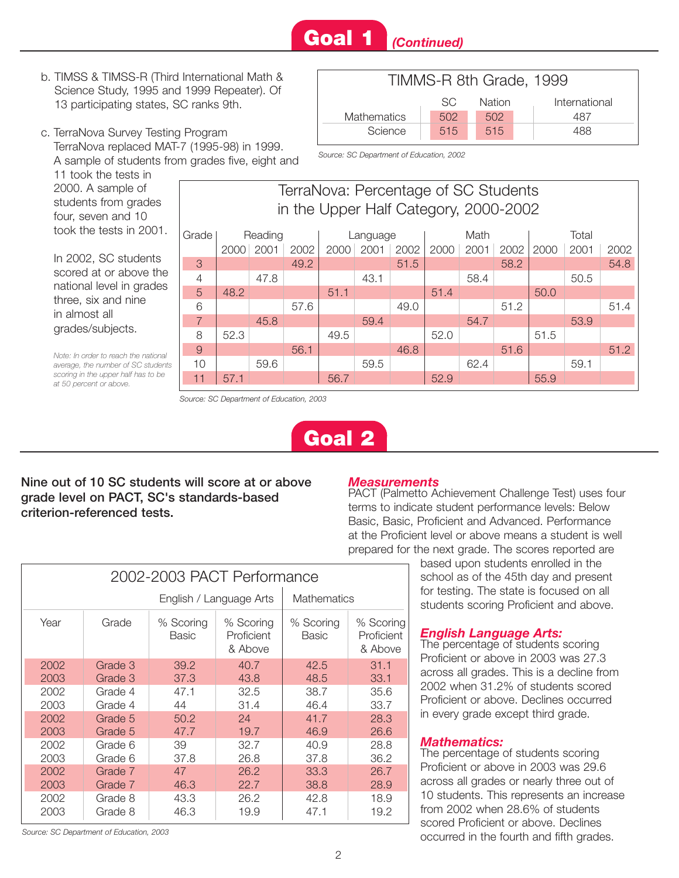# Goal 1 *(Continued)*

b. TIMSS & TIMSS-R (Third International Math & Science Study, 1995 and 1999 Repeater). Of 13 participating states, SC ranks 9th.

| TIMMS-R 8th Grade, 1999 | SC | Nation | International |
|---|---|---|---|
| Mathematics | 502 | 502 | 487 |
| Science | 515 | 515 | 488 |

*Source: SC Department of Education, 2002*

c. TerraNova Survey Testing Program
TerraNova replaced MAT-7 (1995-98) in 1999. A sample of students from grades five, eight and 11 took the tests in 2000. A sample of students from grades four, seven and 10 took the tests in 2001.

In 2002, SC students scored at or above the national level in grades three, six and nine in almost all grades/subjects.

*Note: In order to reach the national average, the number of SC students scoring in the upper half has to be at 50 percent or above.*

**TerraNova: Percentage of SC Students in the Upper Half Category, 2000-2002**

| Grade | Reading | | | Language | | | Math | | | Total | | |
|---|---|---|---|---|---|---|---|---|---|---|---|---|
| | 2000 | 2001 | 2002 | 2000 | 2001 | 2002 | 2000 | 2001 | 2002 | 2000 | 2001 | 2002 |
| 3 | | | 49.2 | | | 51.5 | | | 58.2 | | | 54.8 |
| 4 | | 47.8 | | | 43.1 | | | 58.4 | | | 50.5 | |
| 5 | 48.2 | | | 51.1 | | | 51.4 | | | 50.0 | | |
| 6 | | | 57.6 | | | 49.0 | | | 51.2 | | | 51.4 |
| 7 | | 45.8 | | | 59.4 | | | 54.7 | | | 53.9 | |
| 8 | 52.3 | | | 49.5 | | | 52.0 | | | 51.5 | | |
| 9 | | | 56.1 | | | 46.8 | | | 51.6 | | | 51.2 |
| 10 | | 59.6 | | | 59.5 | | | 62.4 | | | 59.1 | |
| 11 | 57.1 | | | 56.7 | | | 52.9 | | | 55.9 | | |

*Source: SC Department of Education, 2003*

# Goal 2

**Nine out of 10 SC students will score at or above grade level on PACT, SC's standards-based criterion-referenced tests.**

### *Measurements*

PACT (Palmetto Achievement Challenge Test) uses four terms to indicate student performance levels: Below Basic, Basic, Proficient and Advanced. Performance at the Proficient level or above means a student is well prepared for the next grade. The scores reported are based upon students enrolled in the school as of the 45th day and present for testing. The state is focused on all students scoring Proficient and above.

**2002-2003 PACT Performance**

| | | English / Language Arts | | Mathematics | |
|---|---|---|---|---|---|
| Year | Grade | % Scoring Basic | % Scoring Proficient & Above | % Scoring Basic | % Scoring Proficient & Above |
| 2002 | Grade 3 | 39.2 | 40.7 | 42.5 | 31.1 |
| 2003 | Grade 3 | 37.3 | 43.8 | 48.5 | 33.1 |
| 2002 | Grade 4 | 47.1 | 32.5 | 38.7 | 35.6 |
| 2003 | Grade 4 | 44 | 31.4 | 46.4 | 33.7 |
| 2002 | Grade 5 | 50.2 | 24 | 41.7 | 28.3 |
| 2003 | Grade 5 | 47.7 | 19.7 | 46.9 | 26.6 |
| 2002 | Grade 6 | 39 | 32.7 | 40.9 | 28.8 |
| 2003 | Grade 6 | 37.8 | 26.8 | 37.8 | 36.2 |
| 2002 | Grade 7 | 47 | 26.2 | 33.3 | 26.7 |
| 2003 | Grade 7 | 46.3 | 22.7 | 38.8 | 28.9 |
| 2002 | Grade 8 | 43.3 | 26.2 | 42.8 | 18.9 |
| 2003 | Grade 8 | 46.3 | 19.9 | 47.1 | 19.2 |

*Source: SC Department of Education, 2003*

### *English Language Arts:*

The percentage of students scoring Proficient or above in 2003 was 27.3 across all grades. This is a decline from 2002 when 31.2% of students scored Proficient or above. Declines occurred in every grade except third grade.

### *Mathematics:*

The percentage of students scoring Proficient or above in 2003 was 29.6 across all grades or nearly three out of 10 students. This represents an increase from 2002 when 28.6% of students scored Proficient or above. Declines occurred in the fourth and fifth grades.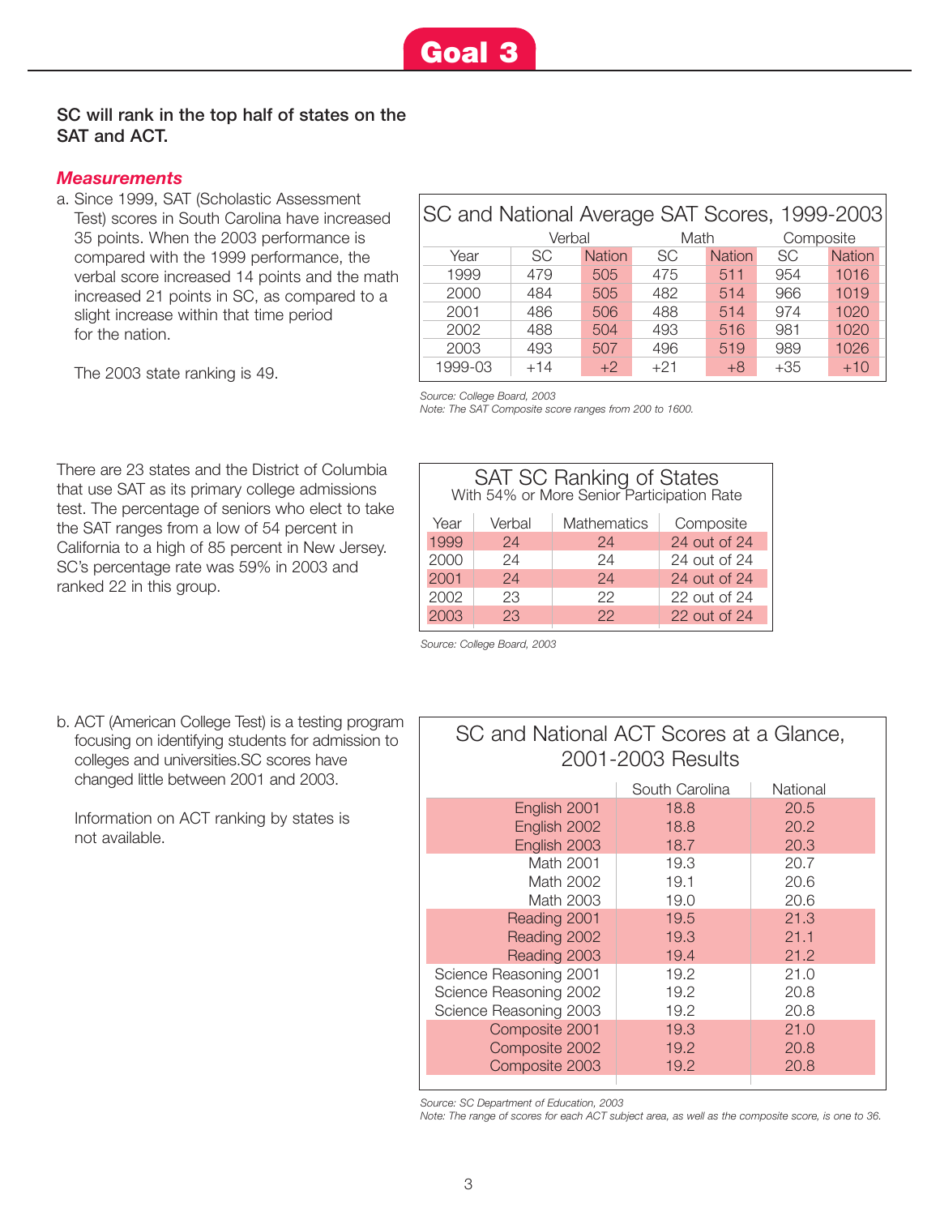# Goal 3

**SC will rank in the top half of states on the SAT and ACT.**

### *Measurements*

a. Since 1999, SAT (Scholastic Assessment Test) scores in South Carolina have increased 35 points. When the 2003 performance is compared with the 1999 performance, the verbal score increased 14 points and the math increased 21 points in SC, as compared to a slight increase within that time period for the nation.

The 2003 state ranking is 49.

**SC and National Average SAT Scores, 1999-2003**

| Year | Verbal | | Math | | Composite | |
|---|---|---|---|---|---|---|
| | SC | Nation | SC | Nation | SC | Nation |
| 1999 | 479 | 505 | 475 | 511 | 954 | 1016 |
| 2000 | 484 | 505 | 482 | 514 | 966 | 1019 |
| 2001 | 486 | 506 | 488 | 514 | 974 | 1020 |
| 2002 | 488 | 504 | 493 | 516 | 981 | 1020 |
| 2003 | 493 | 507 | 496 | 519 | 989 | 1026 |
| 1999-03 | +14 | +2 | +21 | +8 | +35 | +10 |

*Source: College Board, 2003*
*Note: The SAT Composite score ranges from 200 to 1600.*

There are 23 states and the District of Columbia that use SAT as its primary college admissions test. The percentage of seniors who elect to take the SAT ranges from a low of 54 percent in California to a high of 85 percent in New Jersey. SC's percentage rate was 59% in 2003 and ranked 22 in this group.

**SAT SC Ranking of States**
With 54% or More Senior Participation Rate

| Year | Verbal | Mathematics | Composite |
|---|---|---|---|
| 1999 | 24 | 24 | 24 out of 24 |
| 2000 | 24 | 24 | 24 out of 24 |
| 2001 | 24 | 24 | 24 out of 24 |
| 2002 | 23 | 22 | 22 out of 24 |
| 2003 | 23 | 22 | 22 out of 24 |

*Source: College Board, 2003*

b. ACT (American College Test) is a testing program focusing on identifying students for admission to colleges and universities.SC scores have changed little between 2001 and 2003.

Information on ACT ranking by states is not available.

**SC and National ACT Scores at a Glance, 2001-2003 Results**

| | South Carolina | National |
|---|---|---|
| English 2001 | 18.8 | 20.5 |
| English 2002 | 18.8 | 20.2 |
| English 2003 | 18.7 | 20.3 |
| Math 2001 | 19.3 | 20.7 |
| Math 2002 | 19.1 | 20.6 |
| Math 2003 | 19.0 | 20.6 |
| Reading 2001 | 19.5 | 21.3 |
| Reading 2002 | 19.3 | 21.1 |
| Reading 2003 | 19.4 | 21.2 |
| Science Reasoning 2001 | 19.2 | 21.0 |
| Science Reasoning 2002 | 19.2 | 20.8 |
| Science Reasoning 2003 | 19.2 | 20.8 |
| Composite 2001 | 19.3 | 21.0 |
| Composite 2002 | 19.2 | 20.8 |
| Composite 2003 | 19.2 | 20.8 |

*Source: SC Department of Education, 2003*
*Note: The range of scores for each ACT subject area, as well as the composite score, is one to 36.*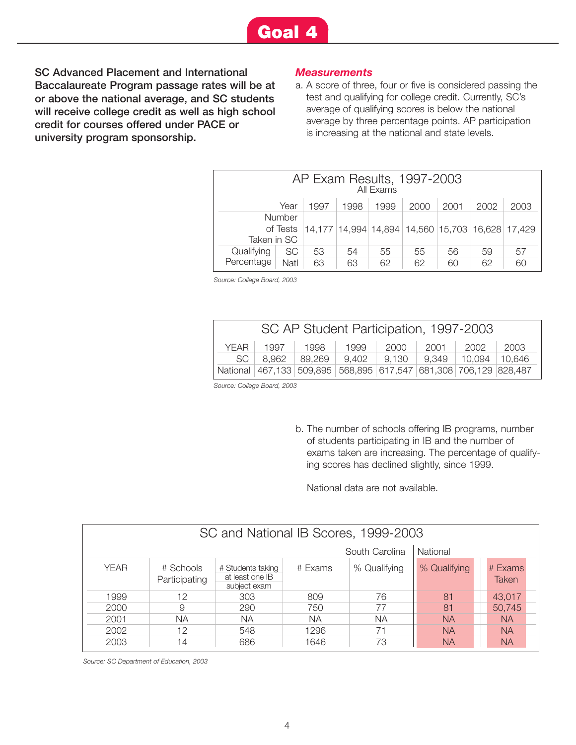# Goal 4

**SC Advanced Placement and International Baccalaureate Program passage rates will be at or above the national average, and SC students will receive college credit as well as high school credit for courses offered under PACE or university program sponsorship.**

### *Measurements*

a. A score of three, four or five is considered passing the test and qualifying for college credit. Currently, SC's average of qualifying scores is below the national average by three percentage points. AP participation is increasing at the national and state levels.

**AP Exam Results, 1997-2003**
All Exams

| Year | | 1997 | 1998 | 1999 | 2000 | 2001 | 2002 | 2003 |
|---|---|---|---|---|---|---|---|---|
| Number of Tests Taken in SC | | 14,177 | 14,994 | 14,894 | 14,560 | 15,703 | 16,628 | 17,429 |
| Qualifying Percentage | SC | 53 | 54 | 55 | 55 | 56 | 59 | 57 |
| | Natl | 63 | 63 | 62 | 62 | 60 | 62 | 60 |

*Source: College Board, 2003*

**SC AP Student Participation, 1997-2003**

| YEAR | 1997 | 1998 | 1999 | 2000 | 2001 | 2002 | 2003 |
|---|---|---|---|---|---|---|---|
| SC | 8,962 | 89,269 | 9,402 | 9,130 | 9,349 | 10,094 | 10,646 |
| National | 467,133 | 509,895 | 568,895 | 617,547 | 681,308 | 706,129 | 828,487 |

*Source: College Board, 2003*

b. The number of schools offering IB programs, number of students participating in IB and the number of exams taken are increasing. The percentage of qualifying scores has declined slightly, since 1999.

National data are not available.

**SC and National IB Scores, 1999-2003**

| | South Carolina | | | | National | |
|---|---|---|---|---|---|---|
| YEAR | # Schools Participating | # Students taking at least one IB subject exam | # Exams | % Qualifying | % Qualifying | # Exams Taken |
| 1999 | 12 | 303 | 809 | 76 | 81 | 43,017 |
| 2000 | 9 | 290 | 750 | 77 | 81 | 50,745 |
| 2001 | NA | NA | NA | NA | NA | NA |
| 2002 | 12 | 548 | 1296 | 71 | NA | NA |
| 2003 | 14 | 686 | 1646 | 73 | NA | NA |

*Source: SC Department of Education, 2003*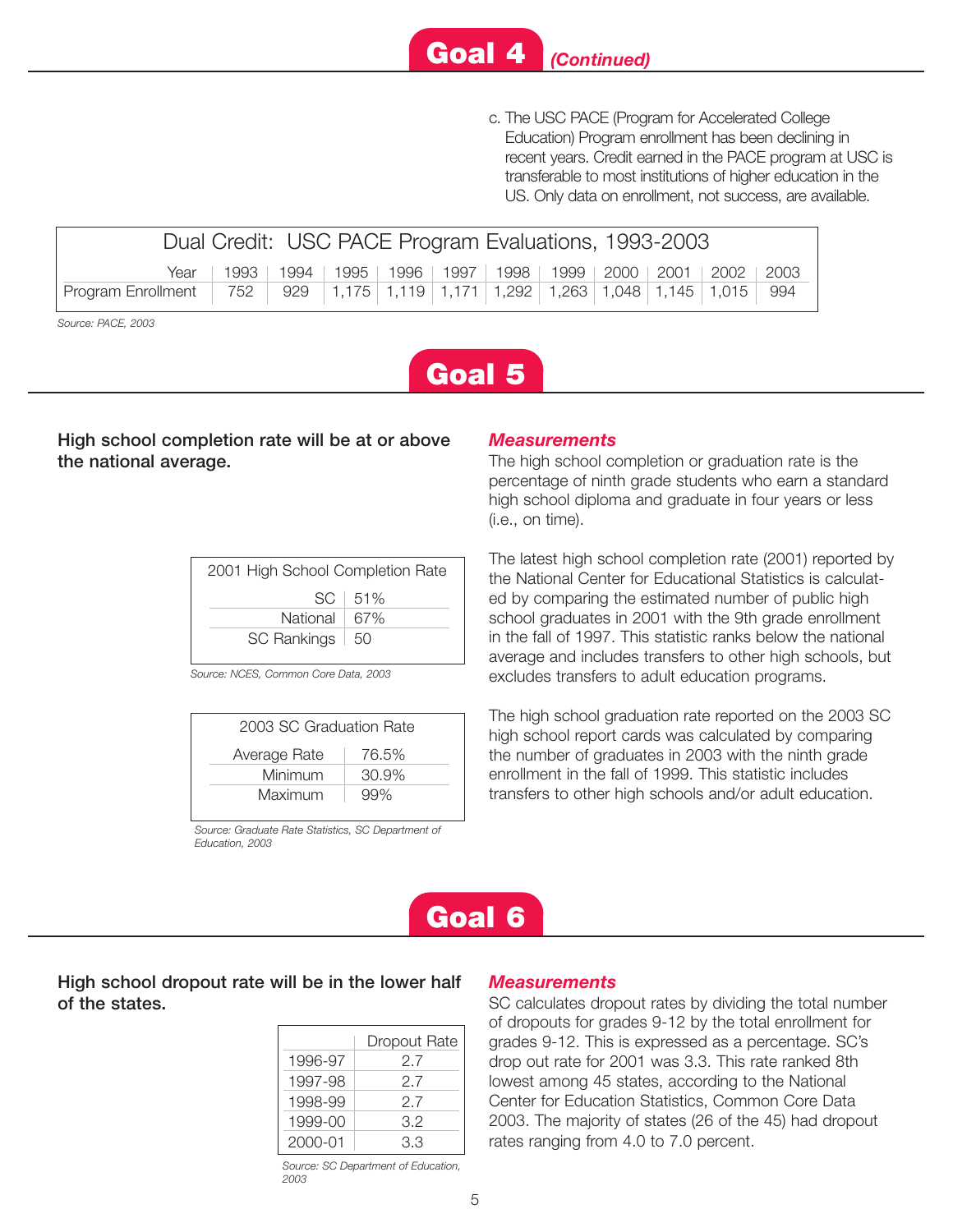## Goal 4 *(Continued)*

c. The USC PACE (Program for Accelerated College Education) Program enrollment has been declining in recent years. Credit earned in the PACE program at USC is transferable to most institutions of higher education in the US. Only data on enrollment, not success, are available.

| Dual Credit: USC PACE Program Evaluations, 1993-2003 | | | | | | | | | | | |
|---|---|---|---|---|---|---|---|---|---|---|---|
| Year | 1993 | 1994 | 1995 | 1996 | 1997 | 1998 | 1999 | 2000 | 2001 | 2002 | 2003 |
| Program Enrollment | 752 | 929 | 1,175 | 1,119 | 1,171 | 1,292 | 1,263 | 1,048 | 1,145 | 1,015 | 994 |

*Source: PACE, 2003*

## Goal 5

**High school completion rate will be at or above the national average.**

### *Measurements*

The high school completion or graduation rate is the percentage of ninth grade students who earn a standard high school diploma and graduate in four years or less (i.e., on time).

The latest high school completion rate (2001) reported by the National Center for Educational Statistics is calculated by comparing the estimated number of public high school graduates in 2001 with the 9th grade enrollment in the fall of 1997. This statistic ranks below the national average and includes transfers to other high schools, but excludes transfers to adult education programs.

The high school graduation rate reported on the 2003 SC high school report cards was calculated by comparing the number of graduates in 2003 with the ninth grade enrollment in the fall of 1999. This statistic includes transfers to other high schools and/or adult education.

| 2001 High School Completion Rate | |
|---|---|
| SC | 51% |
| National | 67% |
| SC Rankings | 50 |

*Source: NCES, Common Core Data, 2003*

| 2003 SC Graduation Rate | |
|---|---|
| Average Rate | 76.5% |
| Minimum | 30.9% |
| Maximum | 99% |

*Source: Graduate Rate Statistics, SC Department of Education, 2003*

## Goal 6

**High school dropout rate will be in the lower half of the states.**

| | Dropout Rate |
|---|---|
| 1996-97 | 2.7 |
| 1997-98 | 2.7 |
| 1998-99 | 2.7 |
| 1999-00 | 3.2 |
| 2000-01 | 3.3 |

*Source: SC Department of Education, 2003*

### *Measurements*

SC calculates dropout rates by dividing the total number of dropouts for grades 9-12 by the total enrollment for grades 9-12. This is expressed as a percentage. SC's drop out rate for 2001 was 3.3. This rate ranked 8th lowest among 45 states, according to the National Center for Education Statistics, Common Core Data 2003. The majority of states (26 of the 45) had dropout rates ranging from 4.0 to 7.0 percent.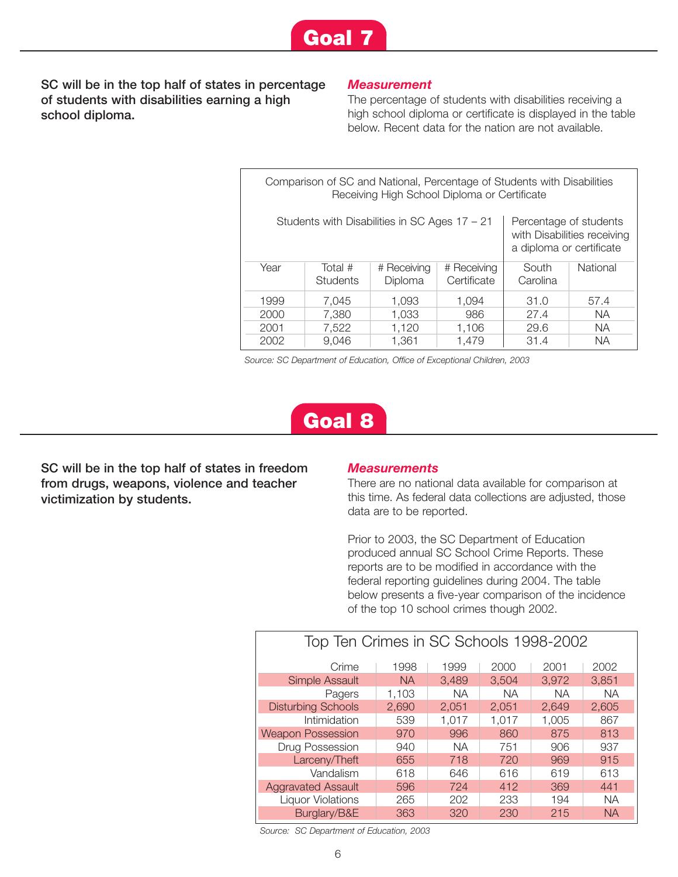# Goal 7

**SC will be in the top half of states in percentage of students with disabilities earning a high school diploma.**

### *Measurement*

The percentage of students with disabilities receiving a high school diploma or certificate is displayed in the table below. Recent data for the nation are not available.

Comparison of SC and National, Percentage of Students with Disabilities Receiving High School Diploma or Certificate

| Students with Disabilities in SC Ages 17 – 21 | | | | Percentage of students with Disabilities receiving a diploma or certificate | |
|---|---|---|---|---|---|
| Year | Total # Students | # Receiving Diploma | # Receiving Certificate | South Carolina | National |
| 1999 | 7,045 | 1,093 | 1,094 | 31.0 | 57.4 |
| 2000 | 7,380 | 1,033 | 986 | 27.4 | NA |
| 2001 | 7,522 | 1,120 | 1,106 | 29.6 | NA |
| 2002 | 9,046 | 1,361 | 1,479 | 31.4 | NA |

*Source: SC Department of Education, Office of Exceptional Children, 2003*

# Goal 8

**SC will be in the top half of states in freedom from drugs, weapons, violence and teacher victimization by students.**

### *Measurements*

There are no national data available for comparison at this time. As federal data collections are adjusted, those data are to be reported.

Prior to 2003, the SC Department of Education produced annual SC School Crime Reports. These reports are to be modified in accordance with the federal reporting guidelines during 2004. The table below presents a five-year comparison of the incidence of the top 10 school crimes though 2002.

Top Ten Crimes in SC Schools 1998-2002

| Crime | 1998 | 1999 | 2000 | 2001 | 2002 |
|---|---|---|---|---|---|
| Simple Assault | NA | 3,489 | 3,504 | 3,972 | 3,851 |
| Pagers | 1,103 | NA | NA | NA | NA |
| Disturbing Schools | 2,690 | 2,051 | 2,051 | 2,649 | 2,605 |
| Intimidation | 539 | 1,017 | 1,017 | 1,005 | 867 |
| Weapon Possession | 970 | 996 | 860 | 875 | 813 |
| Drug Possession | 940 | NA | 751 | 906 | 937 |
| Larceny/Theft | 655 | 718 | 720 | 969 | 915 |
| Vandalism | 618 | 646 | 616 | 619 | 613 |
| Aggravated Assault | 596 | 724 | 412 | 369 | 441 |
| Liquor Violations | 265 | 202 | 233 | 194 | NA |
| Burglary/B&E | 363 | 320 | 230 | 215 | NA |

*Source: SC Department of Education, 2003*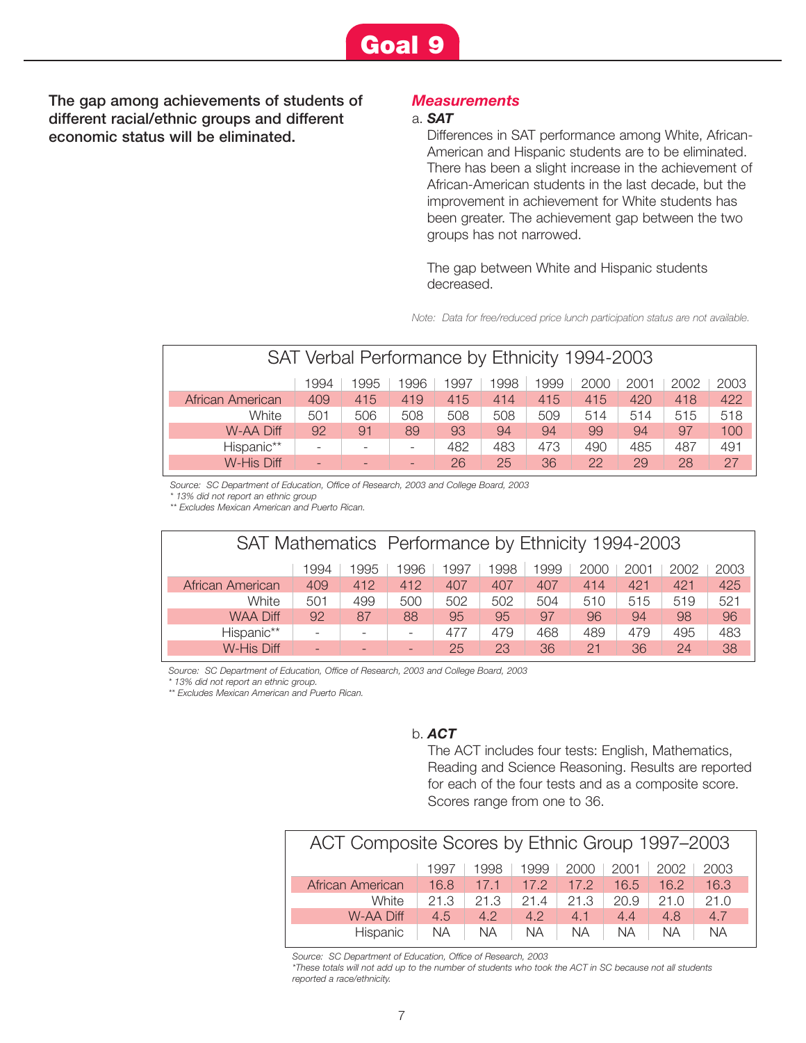# Goal 9

**The gap among achievements of students of different racial/ethnic groups and different economic status will be eliminated.**

## *Measurements*

a. ***SAT***

Differences in SAT performance among White, African-American and Hispanic students are to be eliminated. There has been a slight increase in the achievement of African-American students in the last decade, but the improvement in achievement for White students has been greater. The achievement gap between the two groups has not narrowed.

The gap between White and Hispanic students decreased.

*Note: Data for free/reduced price lunch participation status are not available.*

**SAT Verbal Performance by Ethnicity 1994-2003**

| | 1994 | 1995 | 1996 | 1997 | 1998 | 1999 | 2000 | 2001 | 2002 | 2003 |
|---|---|---|---|---|---|---|---|---|---|---|
| African American | 409 | 415 | 419 | 415 | 414 | 415 | 415 | 420 | 418 | 422 |
| White | 501 | 506 | 508 | 508 | 508 | 509 | 514 | 514 | 515 | 518 |
| W-AA Diff | 92 | 91 | 89 | 93 | 94 | 94 | 99 | 94 | 97 | 100 |
| Hispanic** | - | - | - | 482 | 483 | 473 | 490 | 485 | 487 | 491 |
| W-His Diff | - | - | - | 26 | 25 | 36 | 22 | 29 | 28 | 27 |

*Source: SC Department of Education, Office of Research, 2003 and College Board, 2003*
*\* 13% did not report an ethnic group*
*\*\* Excludes Mexican American and Puerto Rican.*

**SAT Mathematics Performance by Ethnicity 1994-2003**

| | 1994 | 1995 | 1996 | 1997 | 1998 | 1999 | 2000 | 2001 | 2002 | 2003 |
|---|---|---|---|---|---|---|---|---|---|---|
| African American | 409 | 412 | 412 | 407 | 407 | 407 | 414 | 421 | 421 | 425 |
| White | 501 | 499 | 500 | 502 | 502 | 504 | 510 | 515 | 519 | 521 |
| WAA Diff | 92 | 87 | 88 | 95 | 95 | 97 | 96 | 94 | 98 | 96 |
| Hispanic** | - | - | - | 477 | 479 | 468 | 489 | 479 | 495 | 483 |
| W-His Diff | - | - | - | 25 | 23 | 36 | 21 | 36 | 24 | 38 |

*Source: SC Department of Education, Office of Research, 2003 and College Board, 2003*
*\* 13% did not report an ethnic group.*
*\*\* Excludes Mexican American and Puerto Rican.*

b. ***ACT***

The ACT includes four tests: English, Mathematics, Reading and Science Reasoning. Results are reported for each of the four tests and as a composite score. Scores range from one to 36.

**ACT Composite Scores by Ethnic Group 1997–2003**

| | 1997 | 1998 | 1999 | 2000 | 2001 | 2002 | 2003 |
|---|---|---|---|---|---|---|---|
| African American | 16.8 | 17.1 | 17.2 | 17.2 | 16.5 | 16.2 | 16.3 |
| White | 21.3 | 21.3 | 21.4 | 21.3 | 20.9 | 21.0 | 21.0 |
| W-AA Diff | 4.5 | 4.2 | 4.2 | 4.1 | 4.4 | 4.8 | 4.7 |
| Hispanic | NA | NA | NA | NA | NA | NA | NA |

*Source: SC Department of Education, Office of Research, 2003*
*\*These totals will not add up to the number of students who took the ACT in SC because not all students reported a race/ethnicity.*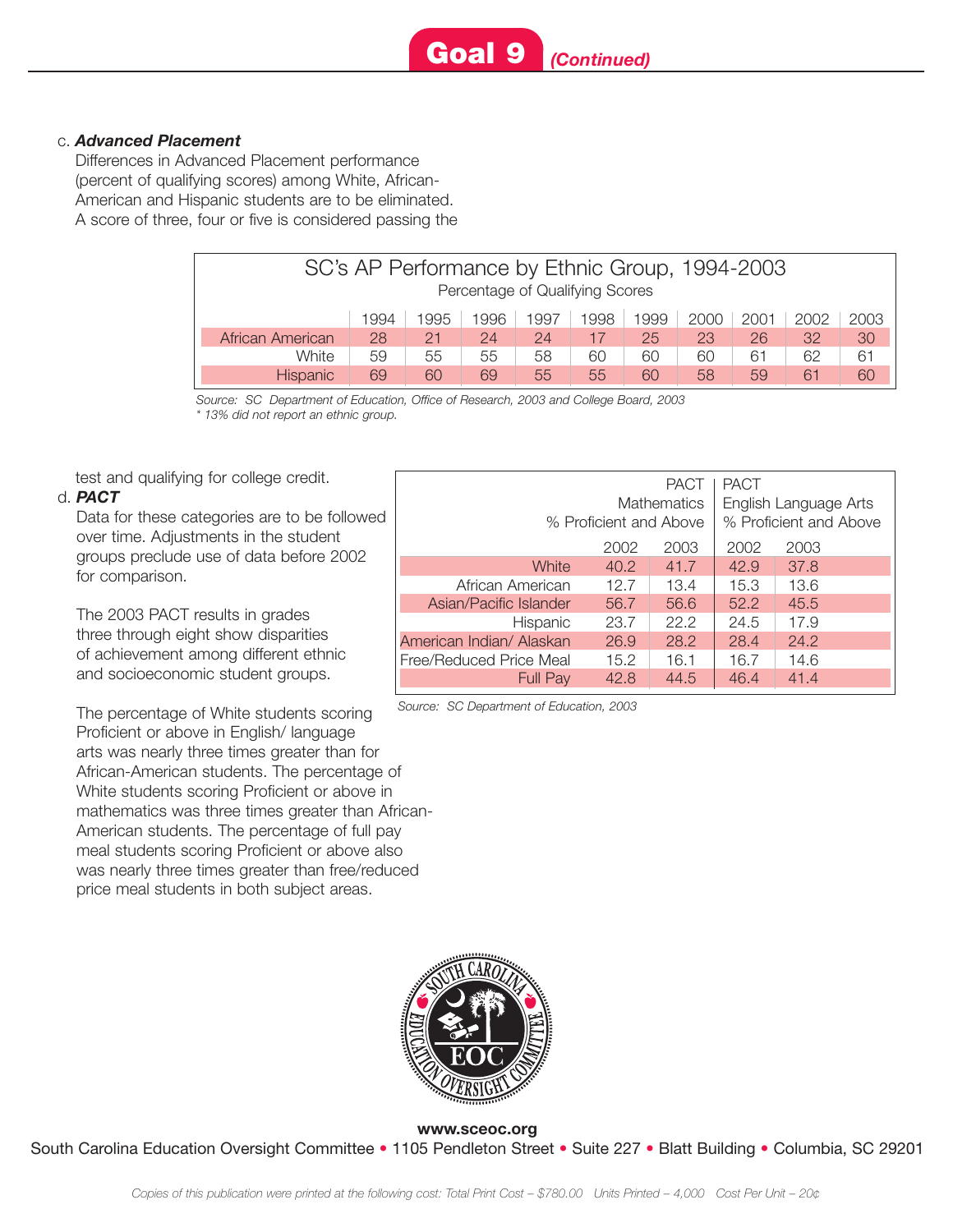## Goal 9 *(Continued)*

c. ***Advanced Placement***

Differences in Advanced Placement performance (percent of qualifying scores) among White, African-American and Hispanic students are to be eliminated. A score of three, four or five is considered passing the test and qualifying for college credit.

**SC's AP Performance by Ethnic Group, 1994-2003**

Percentage of Qualifying Scores

| | 1994 | 1995 | 1996 | 1997 | 1998 | 1999 | 2000 | 2001 | 2002 | 2003 |
|---|---|---|---|---|---|---|---|---|---|---|
| African American | 28 | 21 | 24 | 24 | 17 | 25 | 23 | 26 | 32 | 30 |
| White | 59 | 55 | 55 | 58 | 60 | 60 | 60 | 61 | 62 | 61 |
| Hispanic | 69 | 60 | 69 | 55 | 55 | 60 | 58 | 59 | 61 | 60 |

*Source: SC Department of Education, Office of Research, 2003 and College Board, 2003*

*\* 13% did not report an ethnic group.*

d. ***PACT***

Data for these categories are to be followed over time. Adjustments in the student groups preclude use of data before 2002 for comparison.

The 2003 PACT results in grades three through eight show disparities of achievement among different ethnic and socioeconomic student groups.

The percentage of White students scoring Proficient or above in English/ language arts was nearly three times greater than for African-American students. The percentage of White students scoring Proficient or above in mathematics was three times greater than African-American students. The percentage of full pay meal students scoring Proficient or above also was nearly three times greater than free/reduced price meal students in both subject areas.

| | PACT Mathematics % Proficient and Above | | PACT English Language Arts % Proficient and Above | |
|---|---|---|---|---|
| | 2002 | 2003 | 2002 | 2003 |
| White | 40.2 | 41.7 | 42.9 | 37.8 |
| African American | 12.7 | 13.4 | 15.3 | 13.6 |
| Asian/Pacific Islander | 56.7 | 56.6 | 52.2 | 45.5 |
| Hispanic | 23.7 | 22.2 | 24.5 | 17.9 |
| American Indian/ Alaskan | 26.9 | 28.2 | 28.4 | 24.2 |
| Free/Reduced Price Meal | 15.2 | 16.1 | 16.7 | 14.6 |
| Full Pay | 42.8 | 44.5 | 46.4 | 41.4 |

*Source: SC Department of Education, 2003*

**www.sceoc.org**

South Carolina Education Oversight Committee • 1105 Pendleton Street • Suite 227 • Blatt Building • Columbia, SC 29201

*Copies of this publication were printed at the following cost: Total Print Cost – $780.00 Units Printed – 4,000 Cost Per Unit – 20¢*